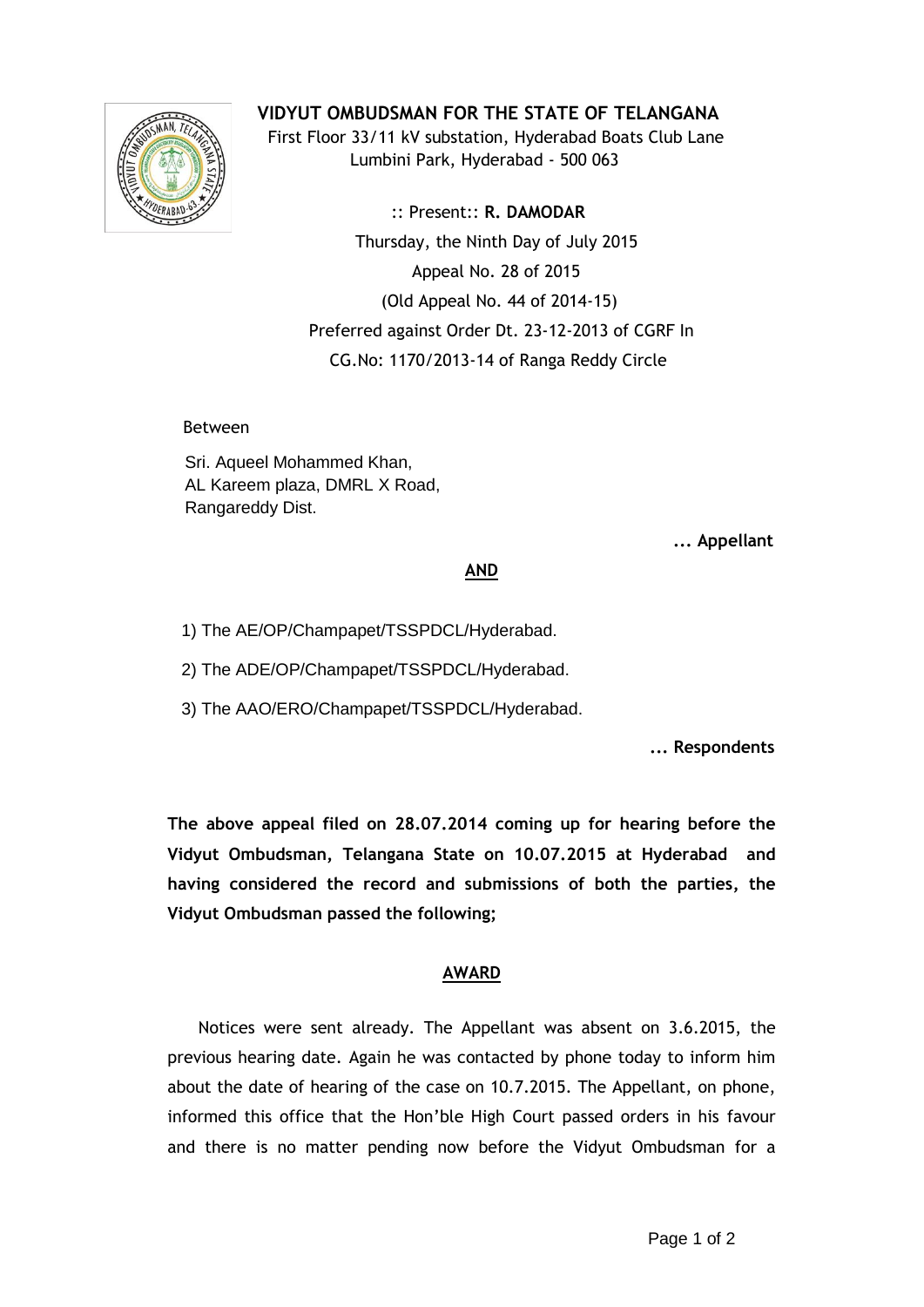# VIDYUT OMBUDSMAN FOR THE STATE OF TELANGANA

First Floor 33/11 kV substation, Hyderabad Boats Club Lane
Lumbini Park, Hyderabad - 500 063

:: Present:: **R. DAMODAR**

Thursday, the Ninth Day of July 2015

Appeal No. 28 of 2015

(Old Appeal No. 44 of 2014-15)

Preferred against Order Dt. 23-12-2013 of CGRF In

CG.No: 1170/2013-14 of Ranga Reddy Circle

Between

Sri. Aqueel Mohammed Khan,
AL Kareem plaza, DMRL X Road,
Rangareddy Dist.

**... Appellant**

**AND**

1) The AE/OP/Champapet/TSSPDCL/Hyderabad.

2) The ADE/OP/Champapet/TSSPDCL/Hyderabad.

3) The AAO/ERO/Champapet/TSSPDCL/Hyderabad.

**... Respondents**

**The above appeal filed on 28.07.2014 coming up for hearing before the Vidyut Ombudsman, Telangana State on 10.07.2015 at Hyderabad and having considered the record and submissions of both the parties, the Vidyut Ombudsman passed the following;**

## AWARD

Notices were sent already. The Appellant was absent on 3.6.2015, the previous hearing date. Again he was contacted by phone today to inform him about the date of hearing of the case on 10.7.2015. The Appellant, on phone, informed this office that the Hon'ble High Court passed orders in his favour and there is no matter pending now before the Vidyut Ombudsman for a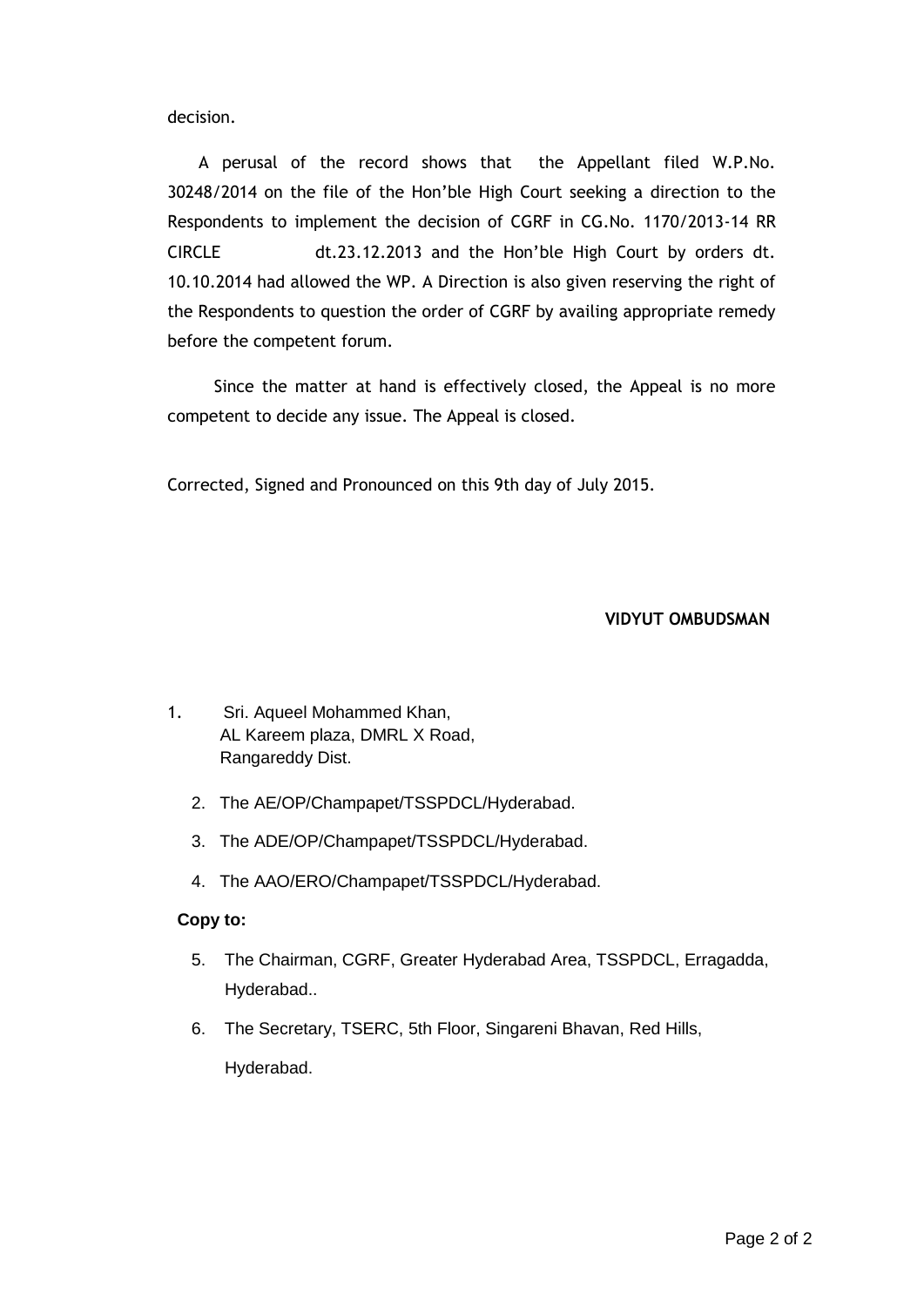decision.

A perusal of the record shows that the Appellant filed W.P.No. 30248/2014 on the file of the Hon'ble High Court seeking a direction to the Respondents to implement the decision of CGRF in CG.No. 1170/2013-14 RR CIRCLE dt.23.12.2013 and the Hon'ble High Court by orders dt. 10.10.2014 had allowed the WP. A Direction is also given reserving the right of the Respondents to question the order of CGRF by availing appropriate remedy before the competent forum.

Since the matter at hand is effectively closed, the Appeal is no more competent to decide any issue. The Appeal is closed.

Corrected, Signed and Pronounced on this 9th day of July 2015.

**VIDYUT OMBUDSMAN**

1. Sri. Aqueel Mohammed Khan,
   AL Kareem plaza, DMRL X Road,
   Rangareddy Dist.
2. The AE/OP/Champapet/TSSPDCL/Hyderabad.
3. The ADE/OP/Champapet/TSSPDCL/Hyderabad.
4. The AAO/ERO/Champapet/TSSPDCL/Hyderabad.

**Copy to:**

5. The Chairman, CGRF, Greater Hyderabad Area, TSSPDCL, Erragadda, Hyderabad..
6. The Secretary, TSERC, 5th Floor, Singareni Bhavan, Red Hills, Hyderabad.